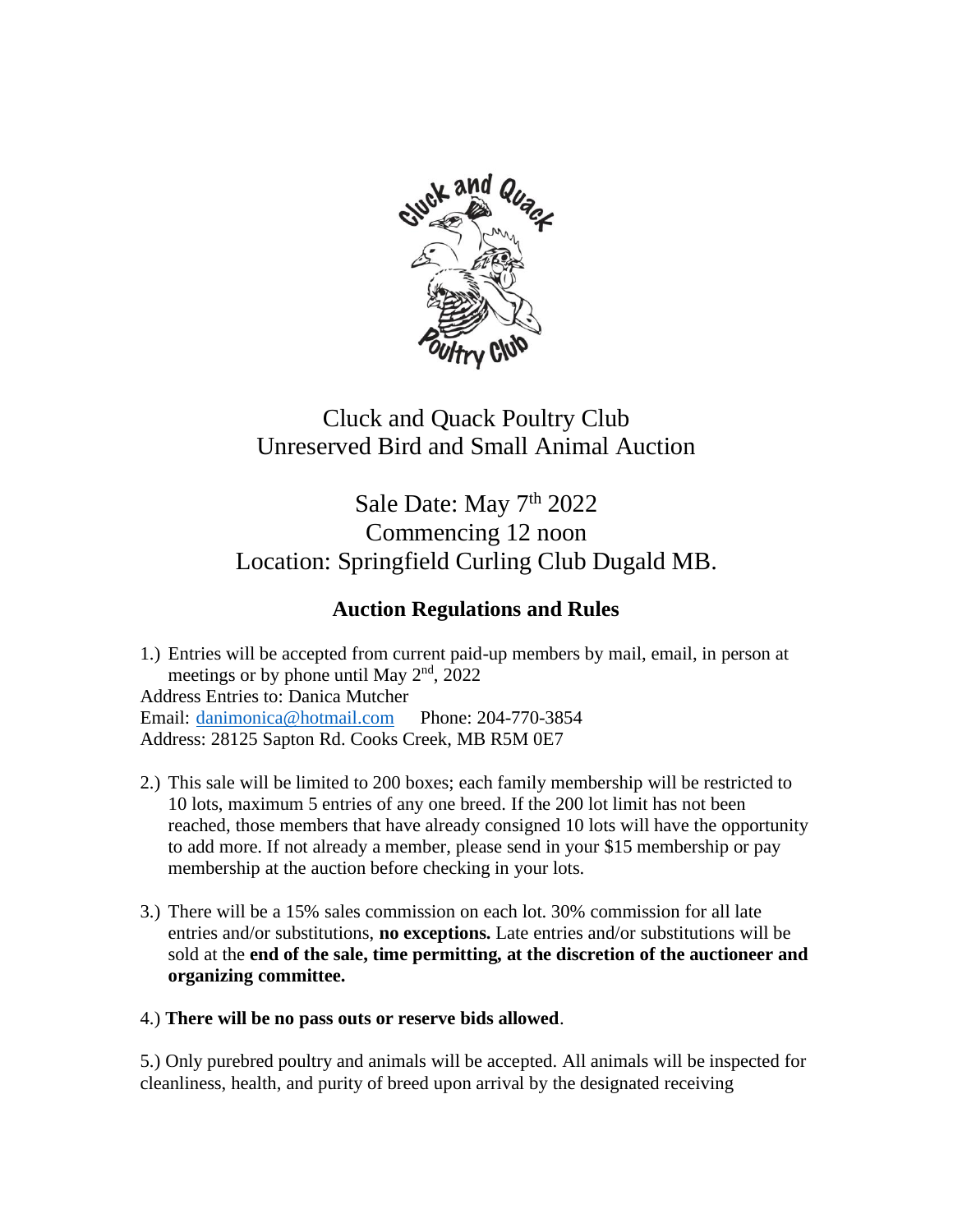# Cluck and Quack Poultry Club
## Unreserved Bird and Small Animal Auction

## Sale Date: May 7th 2022
## Commencing 12 noon
## Location: Springfield Curling Club Dugald MB.

### Auction Regulations and Rules

1.) Entries will be accepted from current paid-up members by mail, email, in person at meetings or by phone until May 2nd, 2022

Address Entries to: Danica Mutcher
Email: danimonica@hotmail.com  Phone: 204-770-3854
Address: 28125 Sapton Rd. Cooks Creek, MB R5M 0E7

2.) This sale will be limited to 200 boxes; each family membership will be restricted to 10 lots, maximum 5 entries of any one breed. If the 200 lot limit has not been reached, those members that have already consigned 10 lots will have the opportunity to add more. If not already a member, please send in your $15 membership or pay membership at the auction before checking in your lots.

3.) There will be a 15% sales commission on each lot. 30% commission for all late entries and/or substitutions, **no exceptions.** Late entries and/or substitutions will be sold at the **end of the sale, time permitting, at the discretion of the auctioneer and organizing committee.**

4.) **There will be no pass outs or reserve bids allowed**.

5.) Only purebred poultry and animals will be accepted. All animals will be inspected for cleanliness, health, and purity of breed upon arrival by the designated receiving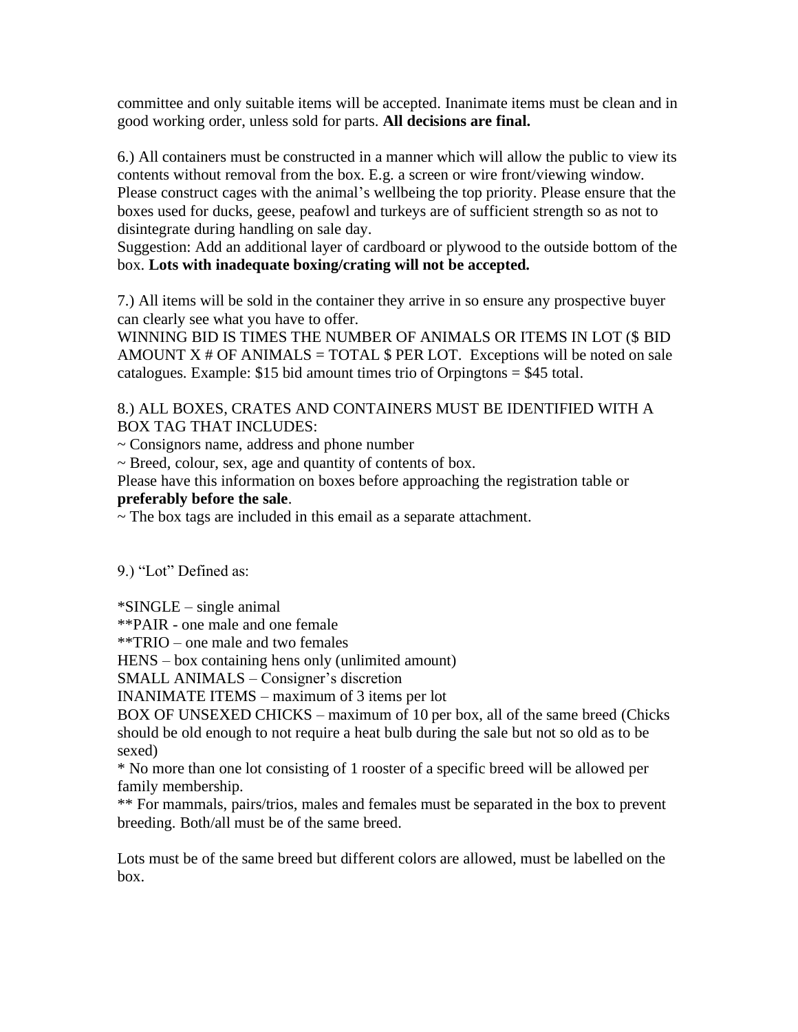committee and only suitable items will be accepted. Inanimate items must be clean and in good working order, unless sold for parts. **All decisions are final.**

6.) All containers must be constructed in a manner which will allow the public to view its contents without removal from the box. E.g. a screen or wire front/viewing window. Please construct cages with the animal's wellbeing the top priority. Please ensure that the boxes used for ducks, geese, peafowl and turkeys are of sufficient strength so as not to disintegrate during handling on sale day.
Suggestion: Add an additional layer of cardboard or plywood to the outside bottom of the box. **Lots with inadequate boxing/crating will not be accepted.**

7.) All items will be sold in the container they arrive in so ensure any prospective buyer can clearly see what you have to offer.
WINNING BID IS TIMES THE NUMBER OF ANIMALS OR ITEMS IN LOT ($ BID AMOUNT X # OF ANIMALS = TOTAL $ PER LOT. Exceptions will be noted on sale catalogues. Example: $15 bid amount times trio of Orpingtons = $45 total.

8.) ALL BOXES, CRATES AND CONTAINERS MUST BE IDENTIFIED WITH A BOX TAG THAT INCLUDES:
~ Consignors name, address and phone number
~ Breed, colour, sex, age and quantity of contents of box.
Please have this information on boxes before approaching the registration table or **preferably before the sale**.
~ The box tags are included in this email as a separate attachment.

9.) "Lot" Defined as:

*SINGLE – single animal
**PAIR - one male and one female
**TRIO – one male and two females
HENS – box containing hens only (unlimited amount)
SMALL ANIMALS – Consigner's discretion
INANIMATE ITEMS – maximum of 3 items per lot
BOX OF UNSEXED CHICKS – maximum of 10 per box, all of the same breed (Chicks should be old enough to not require a heat bulb during the sale but not so old as to be sexed)
* No more than one lot consisting of 1 rooster of a specific breed will be allowed per family membership.
** For mammals, pairs/trios, males and females must be separated in the box to prevent breeding. Both/all must be of the same breed.

Lots must be of the same breed but different colors are allowed, must be labelled on the box.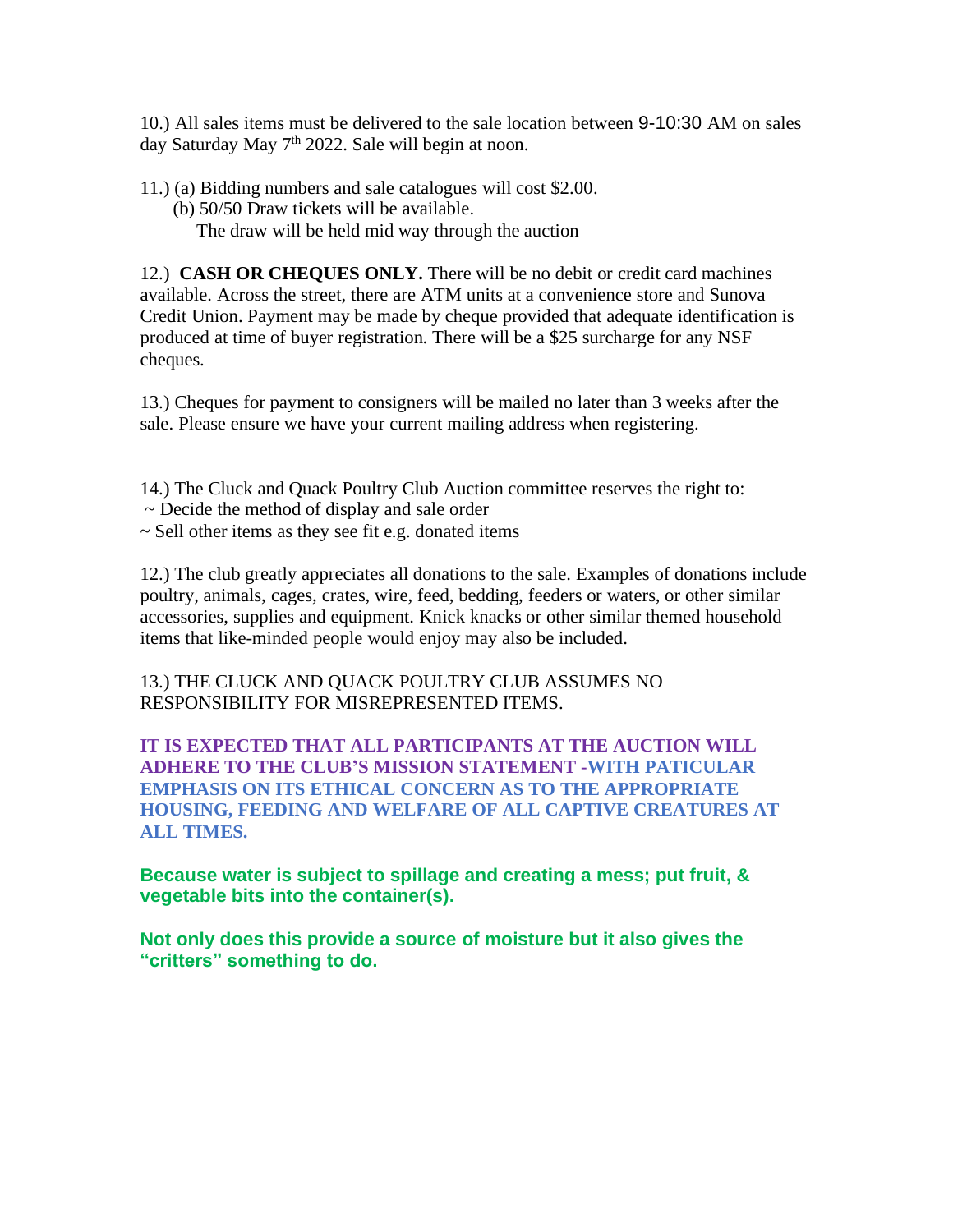10.) All sales items must be delivered to the sale location between 9-10:30 AM on sales day Saturday May 7th 2022. Sale will begin at noon.

11.) (a) Bidding numbers and sale catalogues will cost $2.00.
   (b) 50/50 Draw tickets will be available.
      The draw will be held mid way through the auction

12.) **CASH OR CHEQUES ONLY.** There will be no debit or credit card machines available. Across the street, there are ATM units at a convenience store and Sunova Credit Union. Payment may be made by cheque provided that adequate identification is produced at time of buyer registration. There will be a $25 surcharge for any NSF cheques.

13.) Cheques for payment to consigners will be mailed no later than 3 weeks after the sale. Please ensure we have your current mailing address when registering.

14.) The Cluck and Quack Poultry Club Auction committee reserves the right to:
~ Decide the method of display and sale order
~ Sell other items as they see fit e.g. donated items

12.) The club greatly appreciates all donations to the sale. Examples of donations include poultry, animals, cages, crates, wire, feed, bedding, feeders or waters, or other similar accessories, supplies and equipment. Knick knacks or other similar themed household items that like-minded people would enjoy may also be included.

13.) THE CLUCK AND QUACK POULTRY CLUB ASSUMES NO RESPONSIBILITY FOR MISREPRESENTED ITEMS.

**IT IS EXPECTED THAT ALL PARTICIPANTS AT THE AUCTION WILL ADHERE TO THE CLUB'S MISSION STATEMENT -WITH PATICULAR EMPHASIS ON ITS ETHICAL CONCERN AS TO THE APPROPRIATE HOUSING, FEEDING AND WELFARE OF ALL CAPTIVE CREATURES AT ALL TIMES.**

**Because water is subject to spillage and creating a mess; put fruit, & vegetable bits into the container(s).**

**Not only does this provide a source of moisture but it also gives the "critters" something to do.**